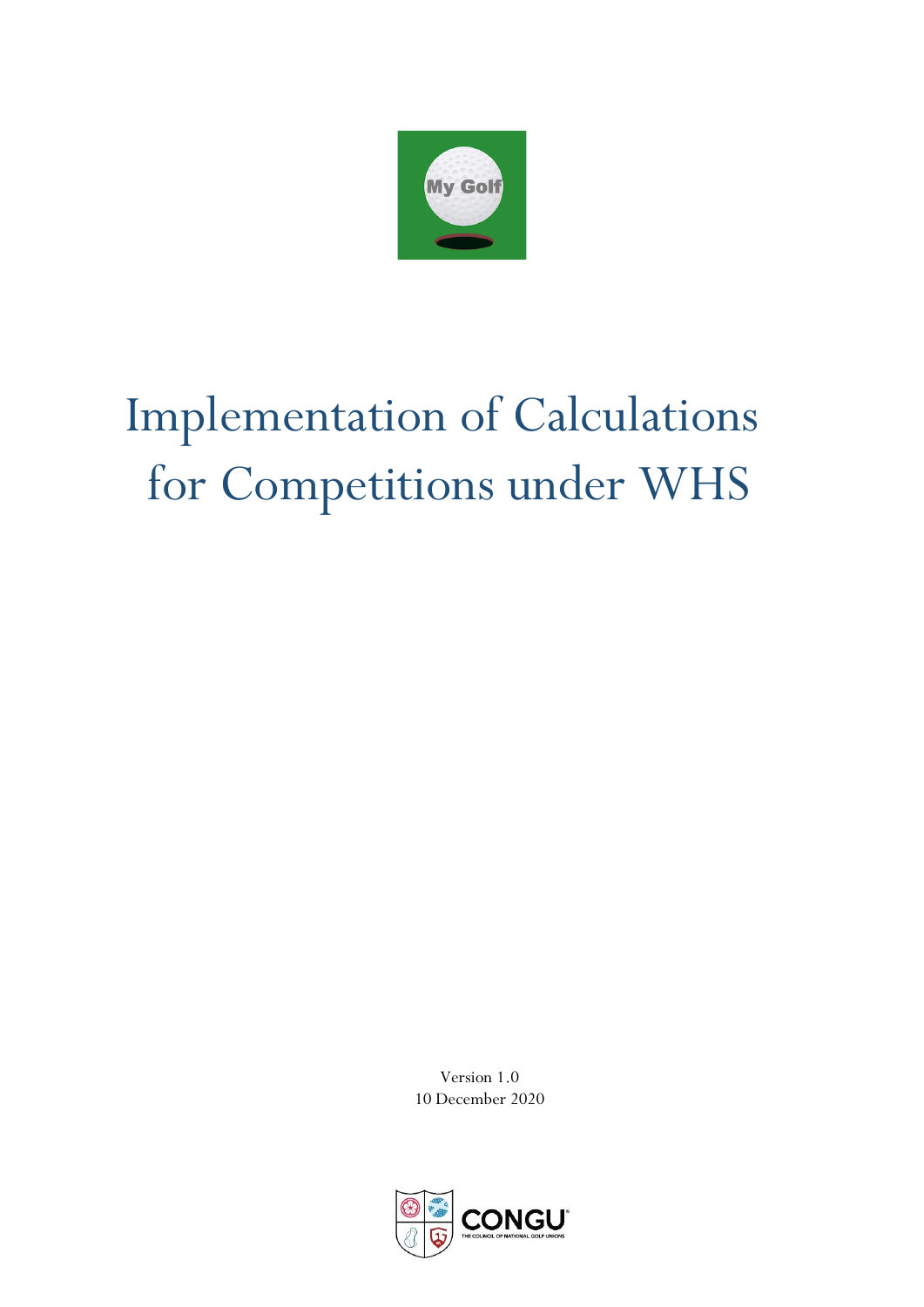My Golf

# Implementation of Calculations for Competitions under WHS

Version 1.0
10 December 2020

CONGU
THE COUNCIL OF NATIONAL GOLF UNIONS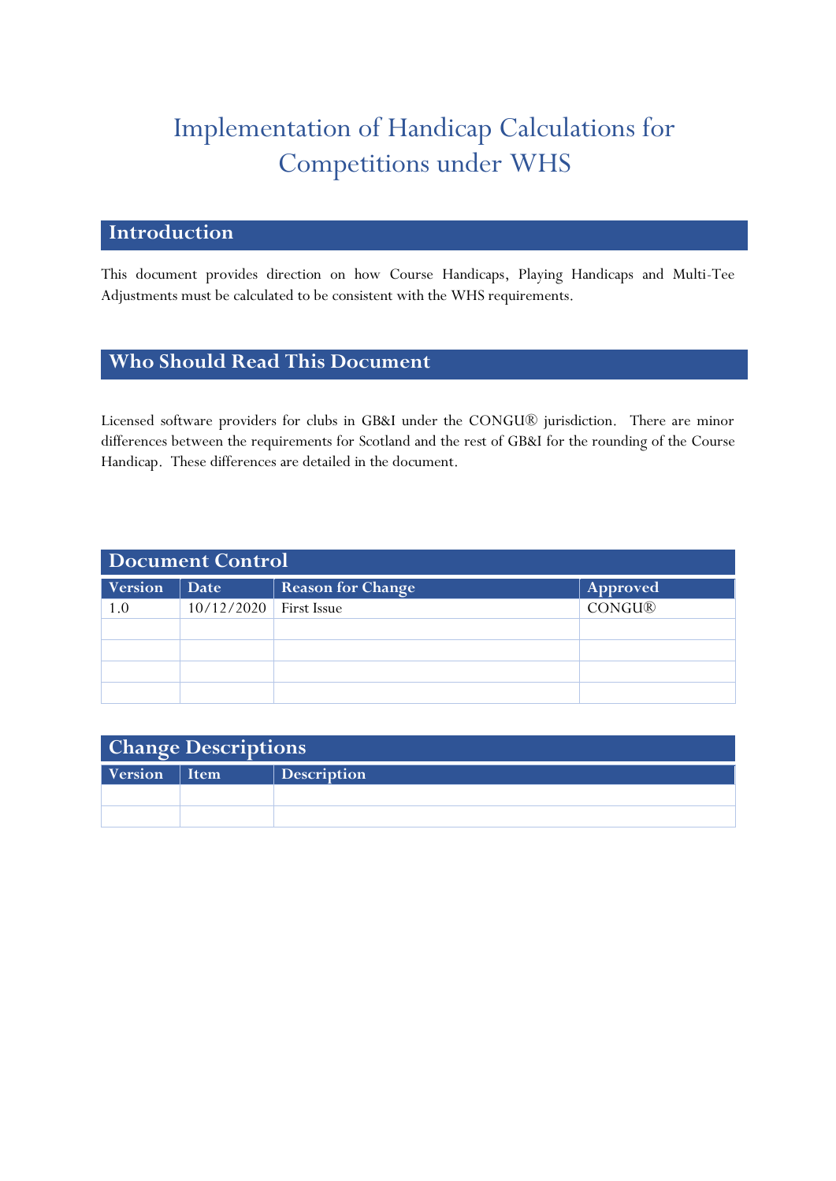# Implementation of Handicap Calculations for Competitions under WHS

## Introduction

This document provides direction on how Course Handicaps, Playing Handicaps and Multi-Tee Adjustments must be calculated to be consistent with the WHS requirements.

## Who Should Read This Document

Licensed software providers for clubs in GB&I under the CONGU® jurisdiction. There are minor differences between the requirements for Scotland and the rest of GB&I for the rounding of the Course Handicap. These differences are detailed in the document.

## Document Control

| Version | Date | Reason for Change | Approved |
|---|---|---|---|
| 1.0 | 10/12/2020 | First Issue | CONGU® |
| | | | |
| | | | |
| | | | |
| | | | |

## Change Descriptions

| Version | Item | Description |
|---|---|---|
| | | |
| | | |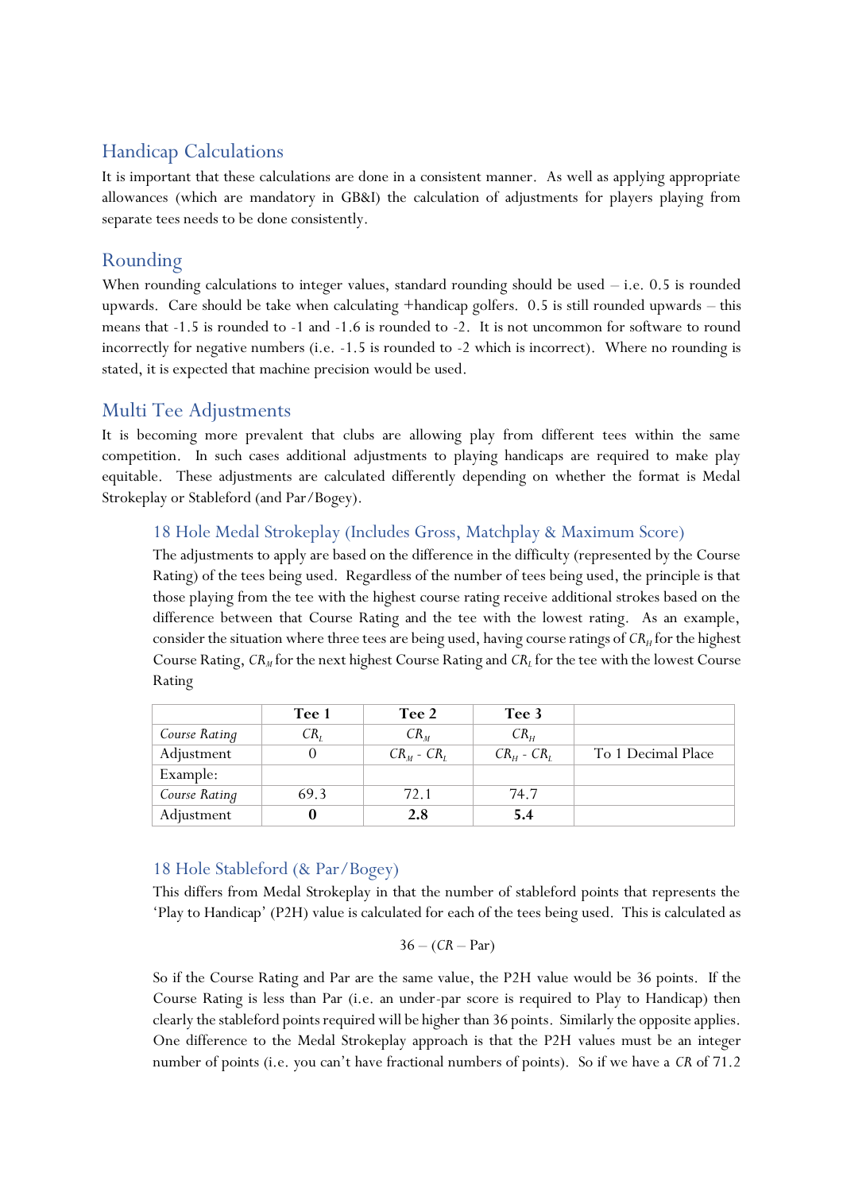## Handicap Calculations

It is important that these calculations are done in a consistent manner. As well as applying appropriate allowances (which are mandatory in GB&I) the calculation of adjustments for players playing from separate tees needs to be done consistently.

## Rounding

When rounding calculations to integer values, standard rounding should be used – i.e. 0.5 is rounded upwards. Care should be take when calculating +handicap golfers. 0.5 is still rounded upwards – this means that -1.5 is rounded to -1 and -1.6 is rounded to -2. It is not uncommon for software to round incorrectly for negative numbers (i.e. -1.5 is rounded to -2 which is incorrect). Where no rounding is stated, it is expected that machine precision would be used.

## Multi Tee Adjustments

It is becoming more prevalent that clubs are allowing play from different tees within the same competition. In such cases additional adjustments to playing handicaps are required to make play equitable. These adjustments are calculated differently depending on whether the format is Medal Strokeplay or Stableford (and Par/Bogey).

### 18 Hole Medal Strokeplay (Includes Gross, Matchplay & Maximum Score)

The adjustments to apply are based on the difference in the difficulty (represented by the Course Rating) of the tees being used. Regardless of the number of tees being used, the principle is that those playing from the tee with the highest course rating receive additional strokes based on the difference between that Course Rating and the tee with the lowest rating. As an example, consider the situation where three tees are being used, having course ratings of $CR_H$ for the highest Course Rating, $CR_M$ for the next highest Course Rating and $CR_L$ for the tee with the lowest Course Rating

| | Tee 1 | Tee 2 | Tee 3 | |
|---|---|---|---|---|
| *Course Rating* | $CR_L$ | $CR_M$ | $CR_H$ | |
| Adjustment | 0 | $CR_M$ - $CR_L$ | $CR_H$ - $CR_L$ | To 1 Decimal Place |
| Example: | | | | |
| *Course Rating* | 69.3 | 72.1 | 74.7 | |
| Adjustment | **0** | **2.8** | **5.4** | |

### 18 Hole Stableford (& Par/Bogey)

This differs from Medal Strokeplay in that the number of stableford points that represents the 'Play to Handicap' (P2H) value is calculated for each of the tees being used. This is calculated as

$$36 - (CR - \text{Par})$$

So if the Course Rating and Par are the same value, the P2H value would be 36 points. If the Course Rating is less than Par (i.e. an under-par score is required to Play to Handicap) then clearly the stableford points required will be higher than 36 points. Similarly the opposite applies. One difference to the Medal Strokeplay approach is that the P2H values must be an integer number of points (i.e. you can't have fractional numbers of points). So if we have a *CR* of 71.2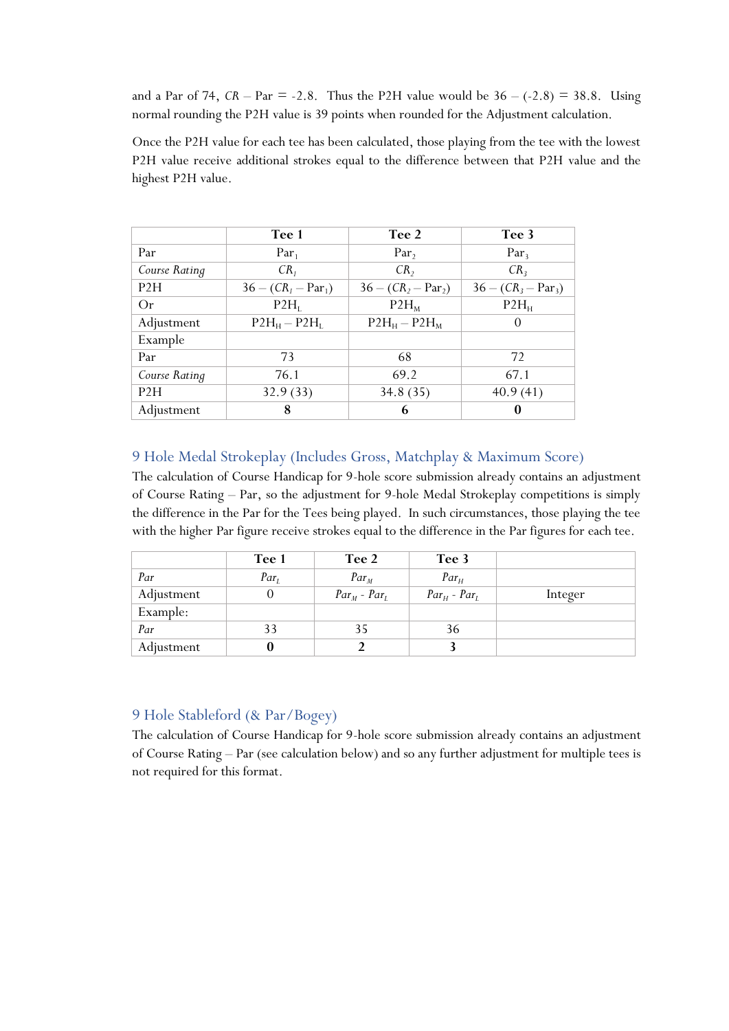and a Par of 74, $CR$ – Par = -2.8. Thus the P2H value would be 36 – (-2.8) = 38.8. Using normal rounding the P2H value is 39 points when rounded for the Adjustment calculation.

Once the P2H value for each tee has been calculated, those playing from the tee with the lowest P2H value receive additional strokes equal to the difference between that P2H value and the highest P2H value.

| | Tee 1 | Tee 2 | Tee 3 |
|---|---|---|---|
| Par | $Par_1$ | $Par_2$ | $Par_3$ |
| *Course Rating* | $CR_1$ | $CR_2$ | $CR_3$ |
| P2H | $36 - (CR_1 - Par_1)$ | $36 - (CR_2 - Par_2)$ | $36 - (CR_3 - Par_3)$ |
| Or | $P2H_L$ | $P2H_M$ | $P2H_H$ |
| Adjustment | $P2H_H - P2H_L$ | $P2H_H - P2H_M$ | 0 |
| Example | | | |
| Par | 73 | 68 | 72 |
| *Course Rating* | 76.1 | 69.2 | 67.1 |
| P2H | 32.9 (33) | 34.8 (35) | 40.9 (41) |
| Adjustment | **8** | **6** | **0** |

## 9 Hole Medal Strokeplay (Includes Gross, Matchplay & Maximum Score)

The calculation of Course Handicap for 9-hole score submission already contains an adjustment of Course Rating – Par, so the adjustment for 9-hole Medal Strokeplay competitions is simply the difference in the Par for the Tees being played. In such circumstances, those playing the tee with the higher Par figure receive strokes equal to the difference in the Par figures for each tee.

| | Tee 1 | Tee 2 | Tee 3 | |
|---|---|---|---|---|
| *Par* | $Par_L$ | $Par_M$ | $Par_H$ | |
| Adjustment | 0 | $Par_M$ - $Par_L$ | $Par_H$ - $Par_L$ | Integer |
| Example: | | | | |
| *Par* | 33 | 35 | 36 | |
| Adjustment | **0** | **2** | **3** | |

## 9 Hole Stableford (& Par/Bogey)

The calculation of Course Handicap for 9-hole score submission already contains an adjustment of Course Rating – Par (see calculation below) and so any further adjustment for multiple tees is not required for this format.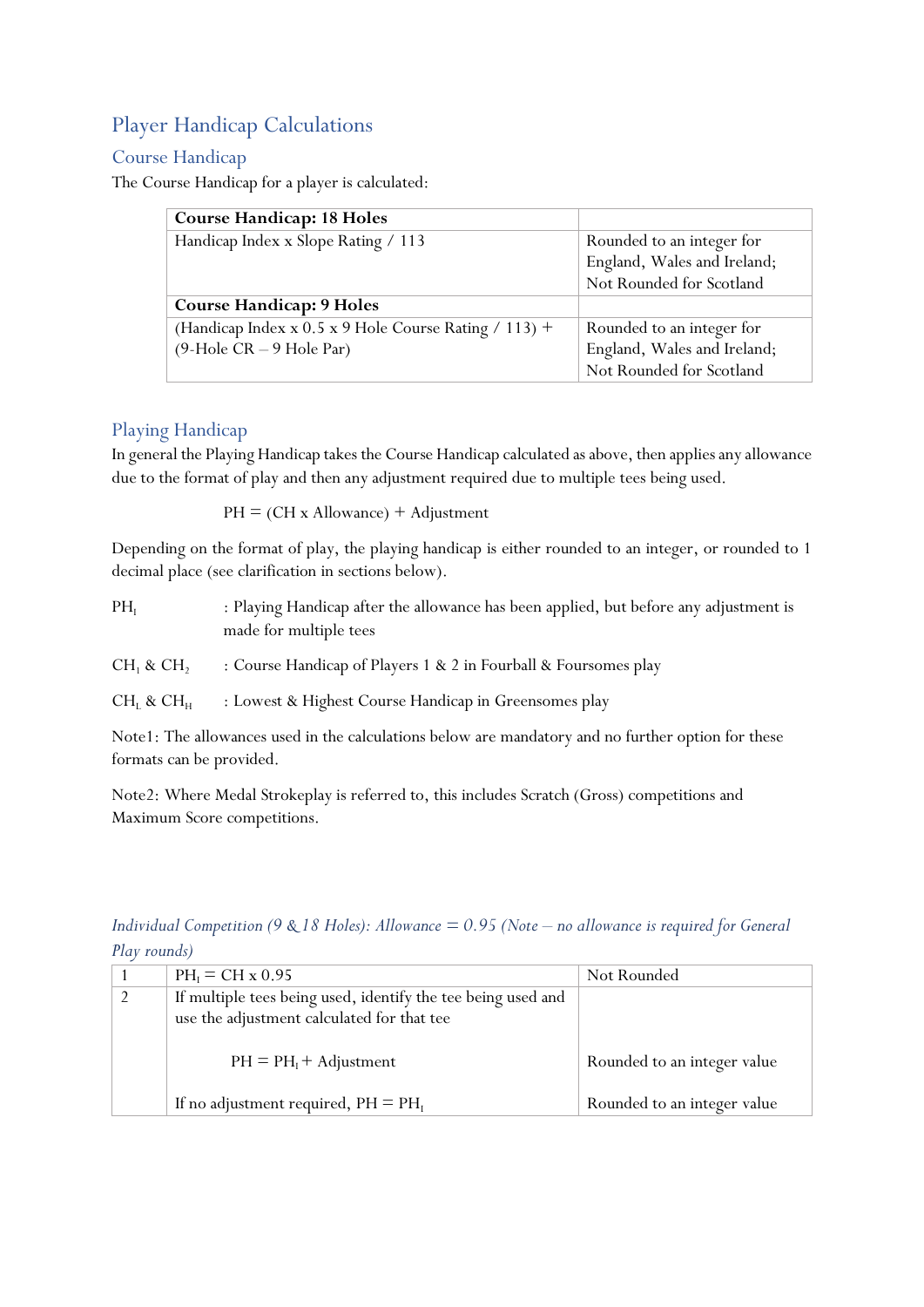## Player Handicap Calculations

### Course Handicap

The Course Handicap for a player is calculated:

| **Course Handicap: 18 Holes** | |
|---|---|
| Handicap Index x Slope Rating / 113 | Rounded to an integer for England, Wales and Ireland; Not Rounded for Scotland |
| **Course Handicap: 9 Holes** | |
| (Handicap Index x 0.5 x 9 Hole Course Rating / 113) + (9-Hole CR – 9 Hole Par) | Rounded to an integer for England, Wales and Ireland; Not Rounded for Scotland |

### Playing Handicap

In general the Playing Handicap takes the Course Handicap calculated as above, then applies any allowance due to the format of play and then any adjustment required due to multiple tees being used.

$$PH = (CH \times Allowance) + Adjustment$$

Depending on the format of play, the playing handicap is either rounded to an integer, or rounded to 1 decimal place (see clarification in sections below).

$PH_I$ : Playing Handicap after the allowance has been applied, but before any adjustment is made for multiple tees

$CH_1$ & $CH_2$ : Course Handicap of Players 1 & 2 in Fourball & Foursomes play

$CH_L$ & $CH_H$ : Lowest & Highest Course Handicap in Greensomes play

Note1: The allowances used in the calculations below are mandatory and no further option for these formats can be provided.

Note2: Where Medal Strokeplay is referred to, this includes Scratch (Gross) competitions and Maximum Score competitions.

*Individual Competition (9 & 18 Holes): Allowance = 0.95 (Note – no allowance is required for General Play rounds)*

| | | |
|---|---|---|
| 1 | $PH_I = CH \times 0.95$ | Not Rounded |
| 2 | If multiple tees being used, identify the tee being used and use the adjustment calculated for that tee<br><br>$PH = PH_I + Adjustment$<br><br>If no adjustment required, $PH = PH_I$ | <br><br>Rounded to an integer value<br><br>Rounded to an integer value |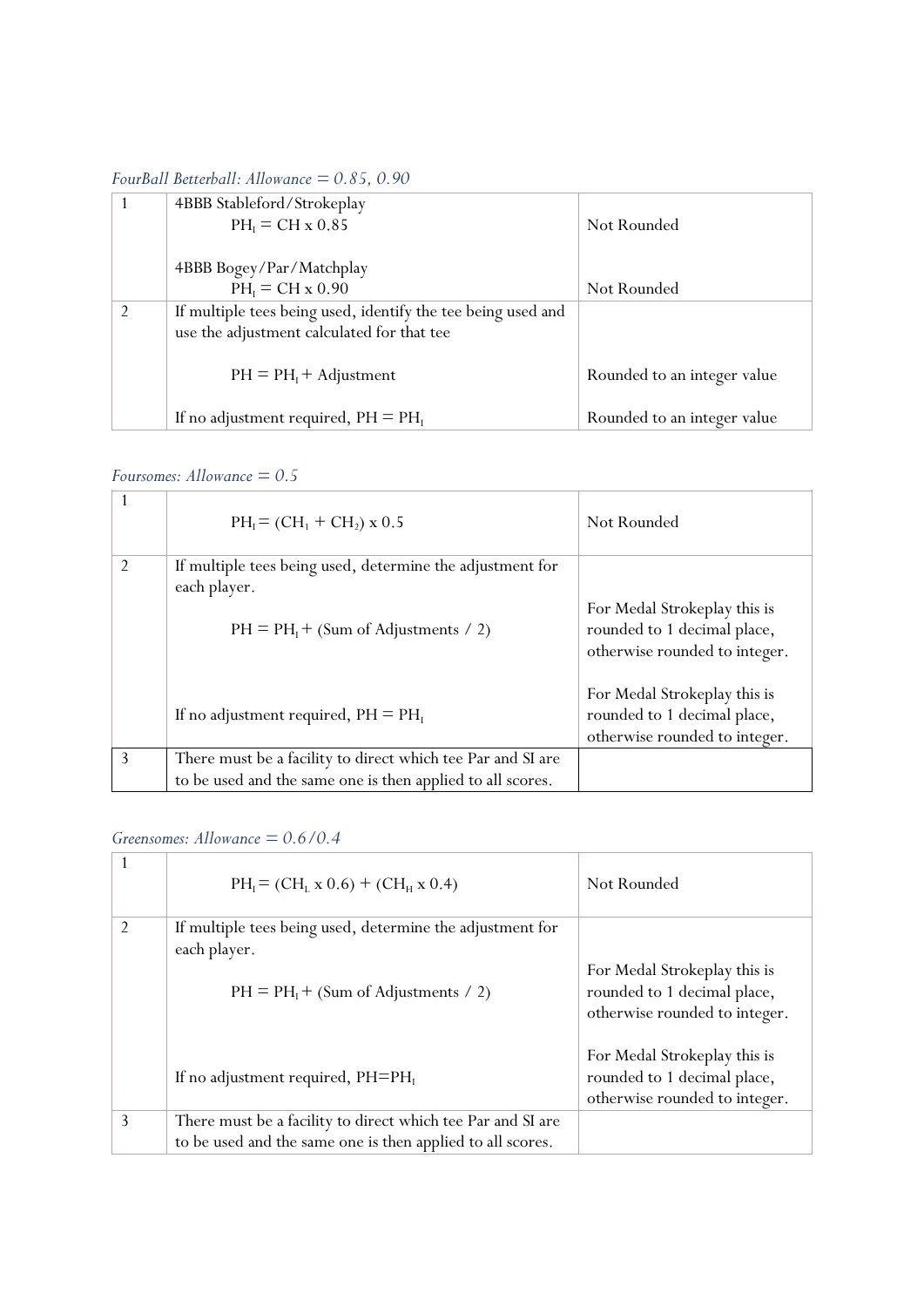*FourBall Betterball: Allowance = 0.85, 0.90*

| | | |
|---|---|---|
| 1 | 4BBB Stableford/Strokeplay<br>$PH_I = CH \times 0.85$<br><br>4BBB Bogey/Par/Matchplay<br>$PH_I = CH \times 0.90$ | Not Rounded<br><br><br>Not Rounded |
| 2 | If multiple tees being used, identify the tee being used and use the adjustment calculated for that tee<br><br>$PH = PH_I + \text{Adjustment}$<br><br>If no adjustment required, $PH = PH_I$ | <br><br>Rounded to an integer value<br><br>Rounded to an integer value |

*Foursomes: Allowance = 0.5*

| | | |
|---|---|---|
| 1 | $PH_I = (CH_1 + CH_2) \times 0.5$ | Not Rounded |
| 2 | If multiple tees being used, determine the adjustment for each player.<br><br>$PH = PH_I + (\text{Sum of Adjustments} / 2)$<br><br>If no adjustment required, $PH = PH_I$ | For Medal Strokeplay this is rounded to 1 decimal place, otherwise rounded to integer.<br><br>For Medal Strokeplay this is rounded to 1 decimal place, otherwise rounded to integer. |
| 3 | There must be a facility to direct which tee Par and SI are to be used and the same one is then applied to all scores. | |

*Greensomes: Allowance = 0.6/0.4*

| | | |
|---|---|---|
| 1 | $PH_I = (CH_L \times 0.6) + (CH_H \times 0.4)$ | Not Rounded |
| 2 | If multiple tees being used, determine the adjustment for each player.<br><br>$PH = PH_I + (\text{Sum of Adjustments} / 2)$<br><br>If no adjustment required, $PH=PH_I$ | For Medal Strokeplay this is rounded to 1 decimal place, otherwise rounded to integer.<br><br>For Medal Strokeplay this is rounded to 1 decimal place, otherwise rounded to integer. |
| 3 | There must be a facility to direct which tee Par and SI are to be used and the same one is then applied to all scores. | |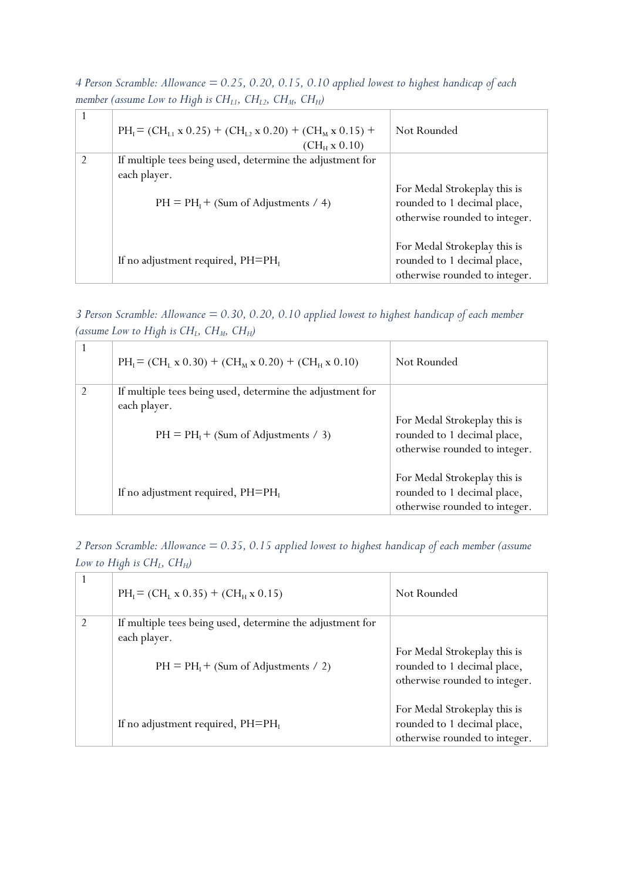*4 Person Scramble: Allowance = 0.25, 0.20, 0.15, 0.10 applied lowest to highest handicap of each member (assume Low to High is $CH_{L1}$, $CH_{L2}$, $CH_M$, $CH_H$)*

| | | |
|---|---|---|
| 1 | $PH_I = (CH_{L1} \times 0.25) + (CH_{L2} \times 0.20) + (CH_M \times 0.15) + (CH_H \times 0.10)$ | Not Rounded |
| 2 | If multiple tees being used, determine the adjustment for each player.<br><br>$PH = PH_I + (\text{Sum of Adjustments} / 4)$<br><br>If no adjustment required, $PH=PH_I$ | For Medal Strokeplay this is rounded to 1 decimal place, otherwise rounded to integer.<br><br>For Medal Strokeplay this is rounded to 1 decimal place, otherwise rounded to integer. |

*3 Person Scramble: Allowance = 0.30, 0.20, 0.10 applied lowest to highest handicap of each member (assume Low to High is $CH_L$, $CH_M$, $CH_H$)*

| | | |
|---|---|---|
| 1 | $PH_I = (CH_L \times 0.30) + (CH_M \times 0.20) + (CH_H \times 0.10)$ | Not Rounded |
| 2 | If multiple tees being used, determine the adjustment for each player.<br><br>$PH = PH_I + (\text{Sum of Adjustments} / 3)$<br><br>If no adjustment required, $PH=PH_I$ | For Medal Strokeplay this is rounded to 1 decimal place, otherwise rounded to integer.<br><br>For Medal Strokeplay this is rounded to 1 decimal place, otherwise rounded to integer. |

*2 Person Scramble: Allowance = 0.35, 0.15 applied lowest to highest handicap of each member (assume Low to High is $CH_L$, $CH_H$)*

| | | |
|---|---|---|
| 1 | $PH_I = (CH_L \times 0.35) + (CH_H \times 0.15)$ | Not Rounded |
| 2 | If multiple tees being used, determine the adjustment for each player.<br><br>$PH = PH_I + (\text{Sum of Adjustments} / 2)$<br><br>If no adjustment required, $PH=PH_I$ | For Medal Strokeplay this is rounded to 1 decimal place, otherwise rounded to integer.<br><br>For Medal Strokeplay this is rounded to 1 decimal place, otherwise rounded to integer. |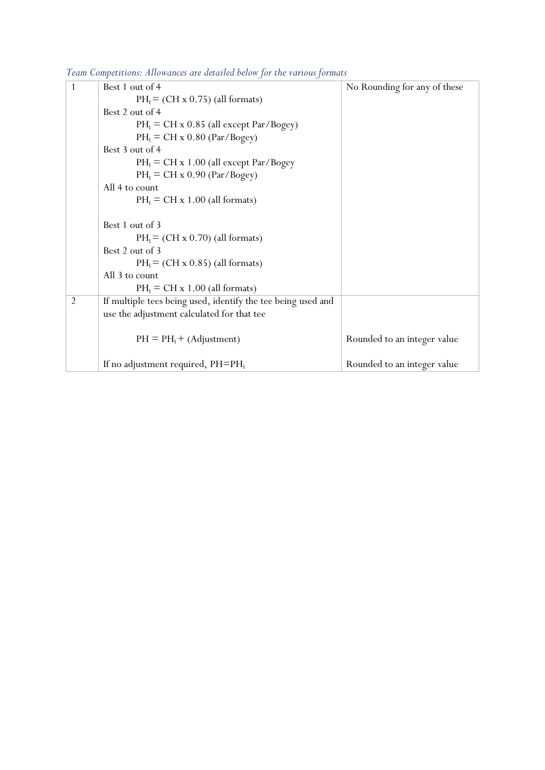*Team Competitions: Allowances are detailed below for the various formats*

| | | |
|---|---|---|
| 1 | Best 1 out of 4<br>$PH_I = (CH \times 0.75)$ (all formats)<br>Best 2 out of 4<br>$PH_I = CH \times 0.85$ (all except Par/Bogey)<br>$PH_I = CH \times 0.80$ (Par/Bogey)<br>Best 3 out of 4<br>$PH_I = CH \times 1.00$ (all except Par/Bogey<br>$PH_I = CH \times 0.90$ (Par/Bogey)<br>All 4 to count<br>$PH_I = CH \times 1.00$ (all formats)<br><br>Best 1 out of 3<br>$PH_I = (CH \times 0.70)$ (all formats)<br>Best 2 out of 3<br>$PH_I = (CH \times 0.85)$ (all formats)<br>All 3 to count<br>$PH_I = CH \times 1.00$ (all formats) | No Rounding for any of these |
| 2 | If multiple tees being used, identify the tee being used and use the adjustment calculated for that tee<br><br>$PH = PH_I + \text{(Adjustment)}$<br><br>If no adjustment required, $PH=PH_I$ | <br><br><br>Rounded to an integer value<br><br>Rounded to an integer value |